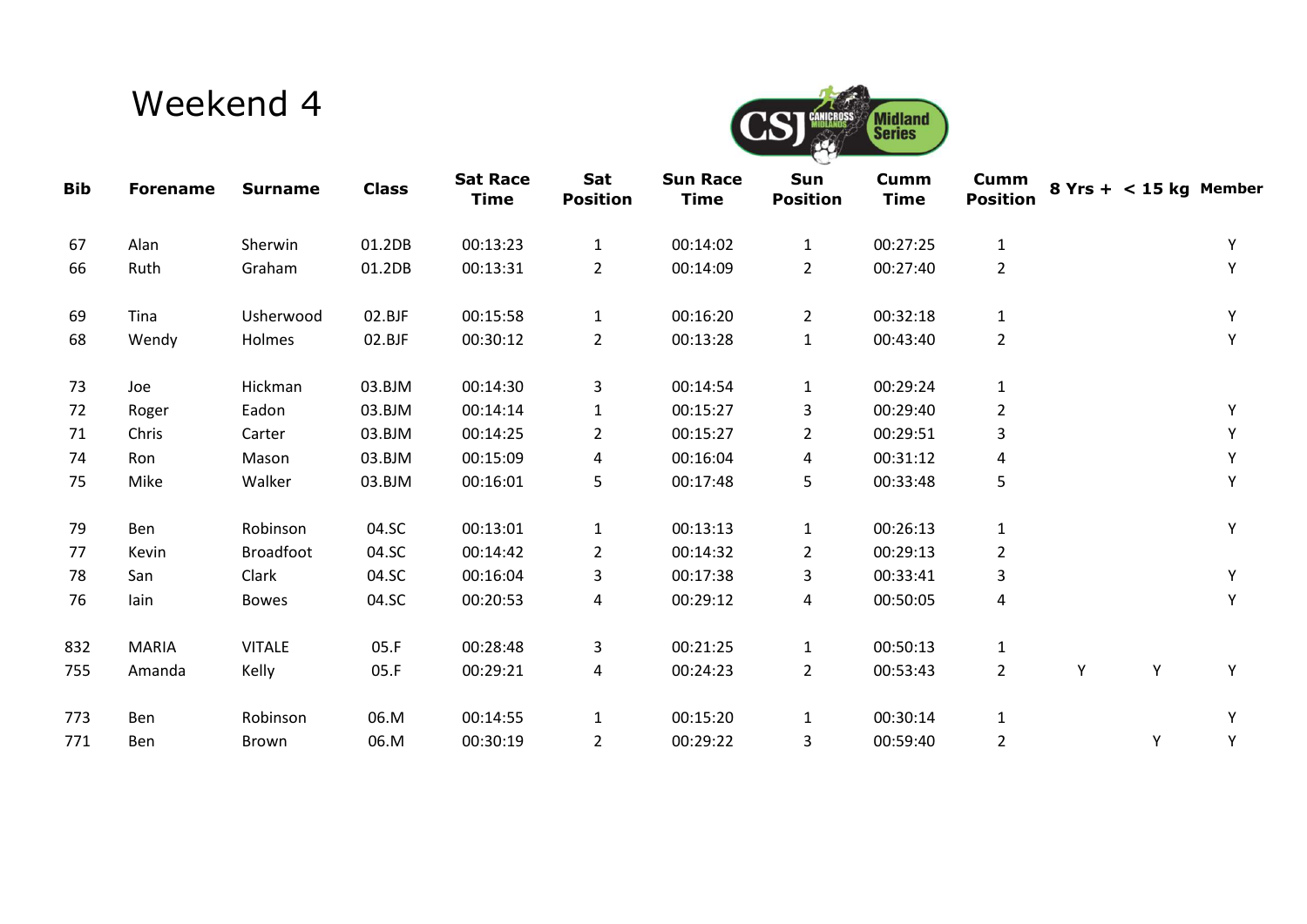# Weekend 4

| Bib | Forename | Surname | Class | Sat Race Time | Sat Position | Sun Race Time | Sun Position | Cumm Time | Cumm Position | 8 Yrs + | < 15 kg | Member |
|---|---|---|---|---|---|---|---|---|---|---|---|---|
| 67 | Alan | Sherwin | 01.2DB | 00:13:23 | 1 | 00:14:02 | 1 | 00:27:25 | 1 | | | Y |
| 66 | Ruth | Graham | 01.2DB | 00:13:31 | 2 | 00:14:09 | 2 | 00:27:40 | 2 | | | Y |
| 69 | Tina | Usherwood | 02.BJF | 00:15:58 | 1 | 00:16:20 | 2 | 00:32:18 | 1 | | | Y |
| 68 | Wendy | Holmes | 02.BJF | 00:30:12 | 2 | 00:13:28 | 1 | 00:43:40 | 2 | | | Y |
| 73 | Joe | Hickman | 03.BJM | 00:14:30 | 3 | 00:14:54 | 1 | 00:29:24 | 1 | | | |
| 72 | Roger | Eadon | 03.BJM | 00:14:14 | 1 | 00:15:27 | 3 | 00:29:40 | 2 | | | Y |
| 71 | Chris | Carter | 03.BJM | 00:14:25 | 2 | 00:15:27 | 2 | 00:29:51 | 3 | | | Y |
| 74 | Ron | Mason | 03.BJM | 00:15:09 | 4 | 00:16:04 | 4 | 00:31:12 | 4 | | | Y |
| 75 | Mike | Walker | 03.BJM | 00:16:01 | 5 | 00:17:48 | 5 | 00:33:48 | 5 | | | Y |
| 79 | Ben | Robinson | 04.SC | 00:13:01 | 1 | 00:13:13 | 1 | 00:26:13 | 1 | | | Y |
| 77 | Kevin | Broadfoot | 04.SC | 00:14:42 | 2 | 00:14:32 | 2 | 00:29:13 | 2 | | | |
| 78 | San | Clark | 04.SC | 00:16:04 | 3 | 00:17:38 | 3 | 00:33:41 | 3 | | | Y |
| 76 | Iain | Bowes | 04.SC | 00:20:53 | 4 | 00:29:12 | 4 | 00:50:05 | 4 | | | Y |
| 832 | MARIA | VITALE | 05.F | 00:28:48 | 3 | 00:21:25 | 1 | 00:50:13 | 1 | | | |
| 755 | Amanda | Kelly | 05.F | 00:29:21 | 4 | 00:24:23 | 2 | 00:53:43 | 2 | Y | Y | Y |
| 773 | Ben | Robinson | 06.M | 00:14:55 | 1 | 00:15:20 | 1 | 00:30:14 | 1 | | | Y |
| 771 | Ben | Brown | 06.M | 00:30:19 | 2 | 00:29:22 | 3 | 00:59:40 | 2 | | Y | Y |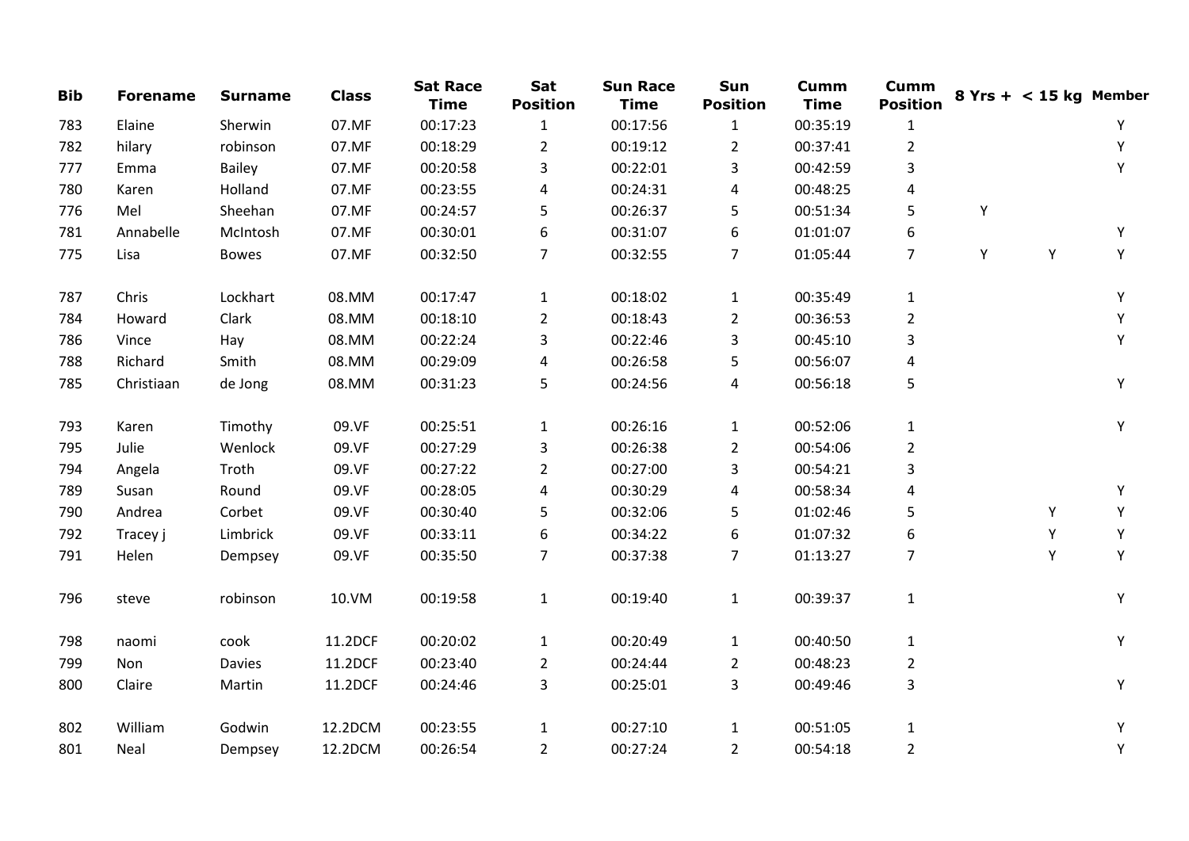| Bib | Forename | Surname | Class | Sat Race Time | Sat Position | Sun Race Time | Sun Position | Cumm Time | Cumm Position | 8 Yrs + | < 15 kg | Member |
|---|---|---|---|---|---|---|---|---|---|---|---|---|
| 783 | Elaine | Sherwin | 07.MF | 00:17:23 | 1 | 00:17:56 | 1 | 00:35:19 | 1 | | | Y |
| 782 | hilary | robinson | 07.MF | 00:18:29 | 2 | 00:19:12 | 2 | 00:37:41 | 2 | | | Y |
| 777 | Emma | Bailey | 07.MF | 00:20:58 | 3 | 00:22:01 | 3 | 00:42:59 | 3 | | | Y |
| 780 | Karen | Holland | 07.MF | 00:23:55 | 4 | 00:24:31 | 4 | 00:48:25 | 4 | | | |
| 776 | Mel | Sheehan | 07.MF | 00:24:57 | 5 | 00:26:37 | 5 | 00:51:34 | 5 | Y | | |
| 781 | Annabelle | McIntosh | 07.MF | 00:30:01 | 6 | 00:31:07 | 6 | 01:01:07 | 6 | | | Y |
| 775 | Lisa | Bowes | 07.MF | 00:32:50 | 7 | 00:32:55 | 7 | 01:05:44 | 7 | Y | Y | Y |
| | | | | | | | | | | | | |
| 787 | Chris | Lockhart | 08.MM | 00:17:47 | 1 | 00:18:02 | 1 | 00:35:49 | 1 | | | Y |
| 784 | Howard | Clark | 08.MM | 00:18:10 | 2 | 00:18:43 | 2 | 00:36:53 | 2 | | | Y |
| 786 | Vince | Hay | 08.MM | 00:22:24 | 3 | 00:22:46 | 3 | 00:45:10 | 3 | | | Y |
| 788 | Richard | Smith | 08.MM | 00:29:09 | 4 | 00:26:58 | 5 | 00:56:07 | 4 | | | |
| 785 | Christiaan | de Jong | 08.MM | 00:31:23 | 5 | 00:24:56 | 4 | 00:56:18 | 5 | | | Y |
| | | | | | | | | | | | | |
| 793 | Karen | Timothy | 09.VF | 00:25:51 | 1 | 00:26:16 | 1 | 00:52:06 | 1 | | | Y |
| 795 | Julie | Wenlock | 09.VF | 00:27:29 | 3 | 00:26:38 | 2 | 00:54:06 | 2 | | | |
| 794 | Angela | Troth | 09.VF | 00:27:22 | 2 | 00:27:00 | 3 | 00:54:21 | 3 | | | |
| 789 | Susan | Round | 09.VF | 00:28:05 | 4 | 00:30:29 | 4 | 00:58:34 | 4 | | | Y |
| 790 | Andrea | Corbet | 09.VF | 00:30:40 | 5 | 00:32:06 | 5 | 01:02:46 | 5 | | Y | Y |
| 792 | Tracey j | Limbrick | 09.VF | 00:33:11 | 6 | 00:34:22 | 6 | 01:07:32 | 6 | | Y | Y |
| 791 | Helen | Dempsey | 09.VF | 00:35:50 | 7 | 00:37:38 | 7 | 01:13:27 | 7 | | Y | Y |
| | | | | | | | | | | | | |
| 796 | steve | robinson | 10.VM | 00:19:58 | 1 | 00:19:40 | 1 | 00:39:37 | 1 | | | Y |
| | | | | | | | | | | | | |
| 798 | naomi | cook | 11.2DCF | 00:20:02 | 1 | 00:20:49 | 1 | 00:40:50 | 1 | | | Y |
| 799 | Non | Davies | 11.2DCF | 00:23:40 | 2 | 00:24:44 | 2 | 00:48:23 | 2 | | | |
| 800 | Claire | Martin | 11.2DCF | 00:24:46 | 3 | 00:25:01 | 3 | 00:49:46 | 3 | | | Y |
| | | | | | | | | | | | | |
| 802 | William | Godwin | 12.2DCM | 00:23:55 | 1 | 00:27:10 | 1 | 00:51:05 | 1 | | | Y |
| 801 | Neal | Dempsey | 12.2DCM | 00:26:54 | 2 | 00:27:24 | 2 | 00:54:18 | 2 | | | Y |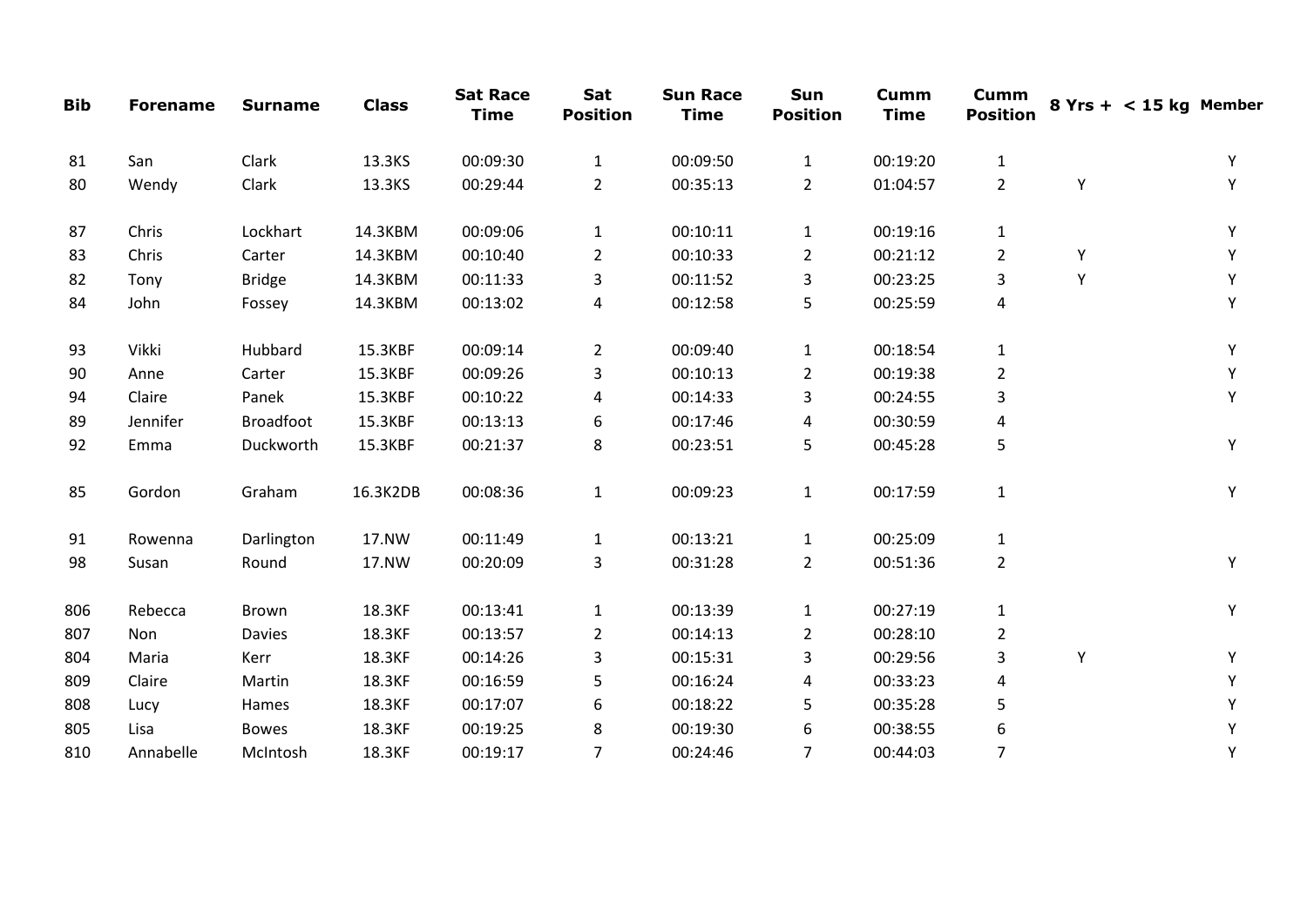| Bib | Forename | Surname | Class | Sat Race Time | Sat Position | Sun Race Time | Sun Position | Cumm Time | Cumm Position | 8 Yrs + | < 15 kg | Member |
|---|---|---|---|---|---|---|---|---|---|---|---|---|
| 81 | San | Clark | 13.3KS | 00:09:30 | 1 | 00:09:50 | 1 | 00:19:20 | 1 | | | Y |
| 80 | Wendy | Clark | 13.3KS | 00:29:44 | 2 | 00:35:13 | 2 | 01:04:57 | 2 | Y | | Y |
| 87 | Chris | Lockhart | 14.3KBM | 00:09:06 | 1 | 00:10:11 | 1 | 00:19:16 | 1 | | | Y |
| 83 | Chris | Carter | 14.3KBM | 00:10:40 | 2 | 00:10:33 | 2 | 00:21:12 | 2 | Y | | Y |
| 82 | Tony | Bridge | 14.3KBM | 00:11:33 | 3 | 00:11:52 | 3 | 00:23:25 | 3 | Y | | Y |
| 84 | John | Fossey | 14.3KBM | 00:13:02 | 4 | 00:12:58 | 5 | 00:25:59 | 4 | | | Y |
| 93 | Vikki | Hubbard | 15.3KBF | 00:09:14 | 2 | 00:09:40 | 1 | 00:18:54 | 1 | | | Y |
| 90 | Anne | Carter | 15.3KBF | 00:09:26 | 3 | 00:10:13 | 2 | 00:19:38 | 2 | | | Y |
| 94 | Claire | Panek | 15.3KBF | 00:10:22 | 4 | 00:14:33 | 3 | 00:24:55 | 3 | | | Y |
| 89 | Jennifer | Broadfoot | 15.3KBF | 00:13:13 | 6 | 00:17:46 | 4 | 00:30:59 | 4 | | | |
| 92 | Emma | Duckworth | 15.3KBF | 00:21:37 | 8 | 00:23:51 | 5 | 00:45:28 | 5 | | | Y |
| 85 | Gordon | Graham | 16.3K2DB | 00:08:36 | 1 | 00:09:23 | 1 | 00:17:59 | 1 | | | Y |
| 91 | Rowenna | Darlington | 17.NW | 00:11:49 | 1 | 00:13:21 | 1 | 00:25:09 | 1 | | | |
| 98 | Susan | Round | 17.NW | 00:20:09 | 3 | 00:31:28 | 2 | 00:51:36 | 2 | | | Y |
| 806 | Rebecca | Brown | 18.3KF | 00:13:41 | 1 | 00:13:39 | 1 | 00:27:19 | 1 | | | Y |
| 807 | Non | Davies | 18.3KF | 00:13:57 | 2 | 00:14:13 | 2 | 00:28:10 | 2 | | | |
| 804 | Maria | Kerr | 18.3KF | 00:14:26 | 3 | 00:15:31 | 3 | 00:29:56 | 3 | Y | | Y |
| 809 | Claire | Martin | 18.3KF | 00:16:59 | 5 | 00:16:24 | 4 | 00:33:23 | 4 | | | Y |
| 808 | Lucy | Hames | 18.3KF | 00:17:07 | 6 | 00:18:22 | 5 | 00:35:28 | 5 | | | Y |
| 805 | Lisa | Bowes | 18.3KF | 00:19:25 | 8 | 00:19:30 | 6 | 00:38:55 | 6 | | | Y |
| 810 | Annabelle | McIntosh | 18.3KF | 00:19:17 | 7 | 00:24:46 | 7 | 00:44:03 | 7 | | | Y |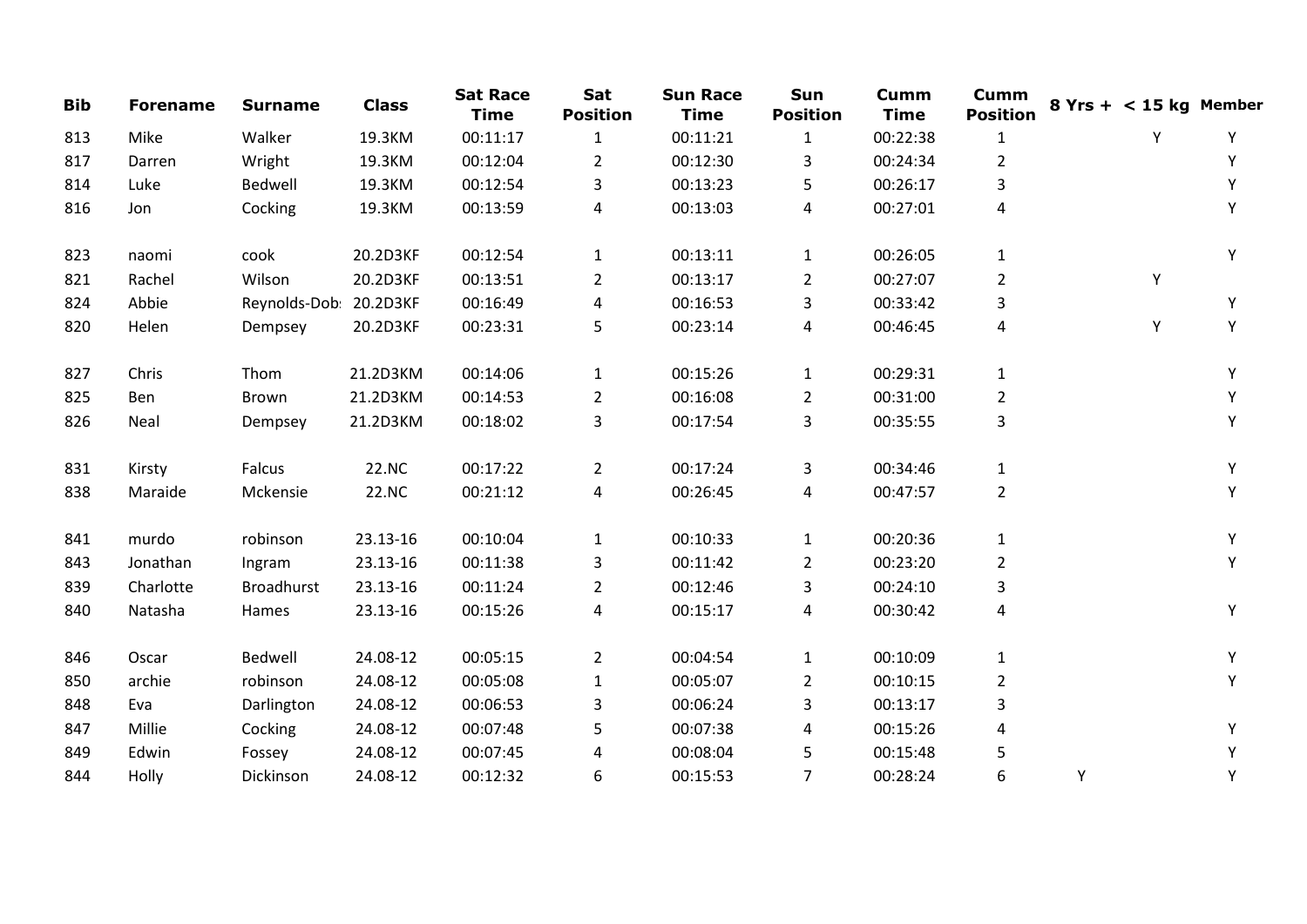| Bib | Forename | Surname | Class | Sat Race Time | Sat Position | Sun Race Time | Sun Position | Cumm Time | Cumm Position | 8 Yrs + | < 15 kg | Member |
|---|---|---|---|---|---|---|---|---|---|---|---|---|
| 813 | Mike | Walker | 19.3KM | 00:11:17 | 1 | 00:11:21 | 1 | 00:22:38 | 1 | | Y | Y |
| 817 | Darren | Wright | 19.3KM | 00:12:04 | 2 | 00:12:30 | 3 | 00:24:34 | 2 | | | Y |
| 814 | Luke | Bedwell | 19.3KM | 00:12:54 | 3 | 00:13:23 | 5 | 00:26:17 | 3 | | | Y |
| 816 | Jon | Cocking | 19.3KM | 00:13:59 | 4 | 00:13:03 | 4 | 00:27:01 | 4 | | | Y |
| 823 | naomi | cook | 20.2D3KF | 00:12:54 | 1 | 00:13:11 | 1 | 00:26:05 | 1 | | | Y |
| 821 | Rachel | Wilson | 20.2D3KF | 00:13:51 | 2 | 00:13:17 | 2 | 00:27:07 | 2 | | Y | |
| 824 | Abbie | Reynolds-Dob | 20.2D3KF | 00:16:49 | 4 | 00:16:53 | 3 | 00:33:42 | 3 | | | Y |
| 820 | Helen | Dempsey | 20.2D3KF | 00:23:31 | 5 | 00:23:14 | 4 | 00:46:45 | 4 | | Y | Y |
| 827 | Chris | Thom | 21.2D3KM | 00:14:06 | 1 | 00:15:26 | 1 | 00:29:31 | 1 | | | Y |
| 825 | Ben | Brown | 21.2D3KM | 00:14:53 | 2 | 00:16:08 | 2 | 00:31:00 | 2 | | | Y |
| 826 | Neal | Dempsey | 21.2D3KM | 00:18:02 | 3 | 00:17:54 | 3 | 00:35:55 | 3 | | | Y |
| 831 | Kirsty | Falcus | 22.NC | 00:17:22 | 2 | 00:17:24 | 3 | 00:34:46 | 1 | | | Y |
| 838 | Maraide | Mckensie | 22.NC | 00:21:12 | 4 | 00:26:45 | 4 | 00:47:57 | 2 | | | Y |
| 841 | murdo | robinson | 23.13-16 | 00:10:04 | 1 | 00:10:33 | 1 | 00:20:36 | 1 | | | Y |
| 843 | Jonathan | Ingram | 23.13-16 | 00:11:38 | 3 | 00:11:42 | 2 | 00:23:20 | 2 | | | Y |
| 839 | Charlotte | Broadhurst | 23.13-16 | 00:11:24 | 2 | 00:12:46 | 3 | 00:24:10 | 3 | | | |
| 840 | Natasha | Hames | 23.13-16 | 00:15:26 | 4 | 00:15:17 | 4 | 00:30:42 | 4 | | | Y |
| 846 | Oscar | Bedwell | 24.08-12 | 00:05:15 | 2 | 00:04:54 | 1 | 00:10:09 | 1 | | | Y |
| 850 | archie | robinson | 24.08-12 | 00:05:08 | 1 | 00:05:07 | 2 | 00:10:15 | 2 | | | Y |
| 848 | Eva | Darlington | 24.08-12 | 00:06:53 | 3 | 00:06:24 | 3 | 00:13:17 | 3 | | | |
| 847 | Millie | Cocking | 24.08-12 | 00:07:48 | 5 | 00:07:38 | 4 | 00:15:26 | 4 | | | Y |
| 849 | Edwin | Fossey | 24.08-12 | 00:07:45 | 4 | 00:08:04 | 5 | 00:15:48 | 5 | | | Y |
| 844 | Holly | Dickinson | 24.08-12 | 00:12:32 | 6 | 00:15:53 | 7 | 00:28:24 | 6 | Y | | Y |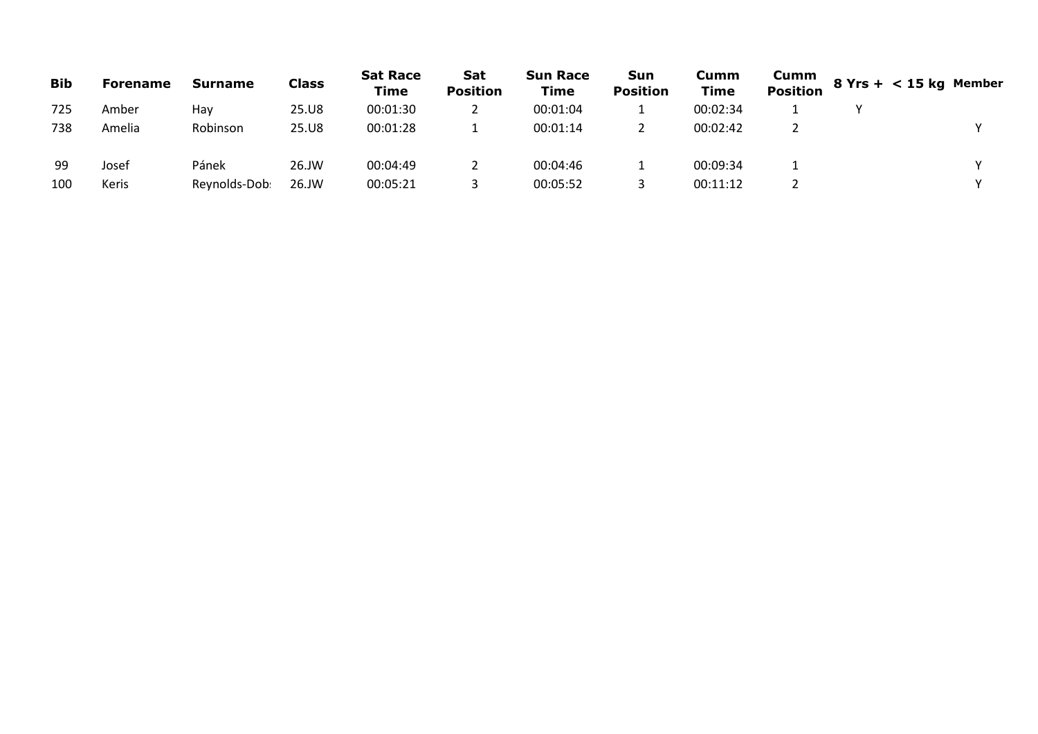| Bib | Forename | Surname | Class | Sat Race Time | Sat Position | Sun Race Time | Sun Position | Cumm Time | Cumm Position | 8 Yrs + | < 15 kg | Member |
|---|---|---|---|---|---|---|---|---|---|---|---|---|
| 725 | Amber | Hay | 25.U8 | 00:01:30 | 2 | 00:01:04 | 1 | 00:02:34 | 1 | Y | | |
| 738 | Amelia | Robinson | 25.U8 | 00:01:28 | 1 | 00:01:14 | 2 | 00:02:42 | 2 | | | Y |
| | | | | | | | | | | | | |
| 99 | Josef | Pánek | 26.JW | 00:04:49 | 2 | 00:04:46 | 1 | 00:09:34 | 1 | | | Y |
| 100 | Keris | Reynolds-Dob: | 26.JW | 00:05:21 | 3 | 00:05:52 | 3 | 00:11:12 | 2 | | | Y |